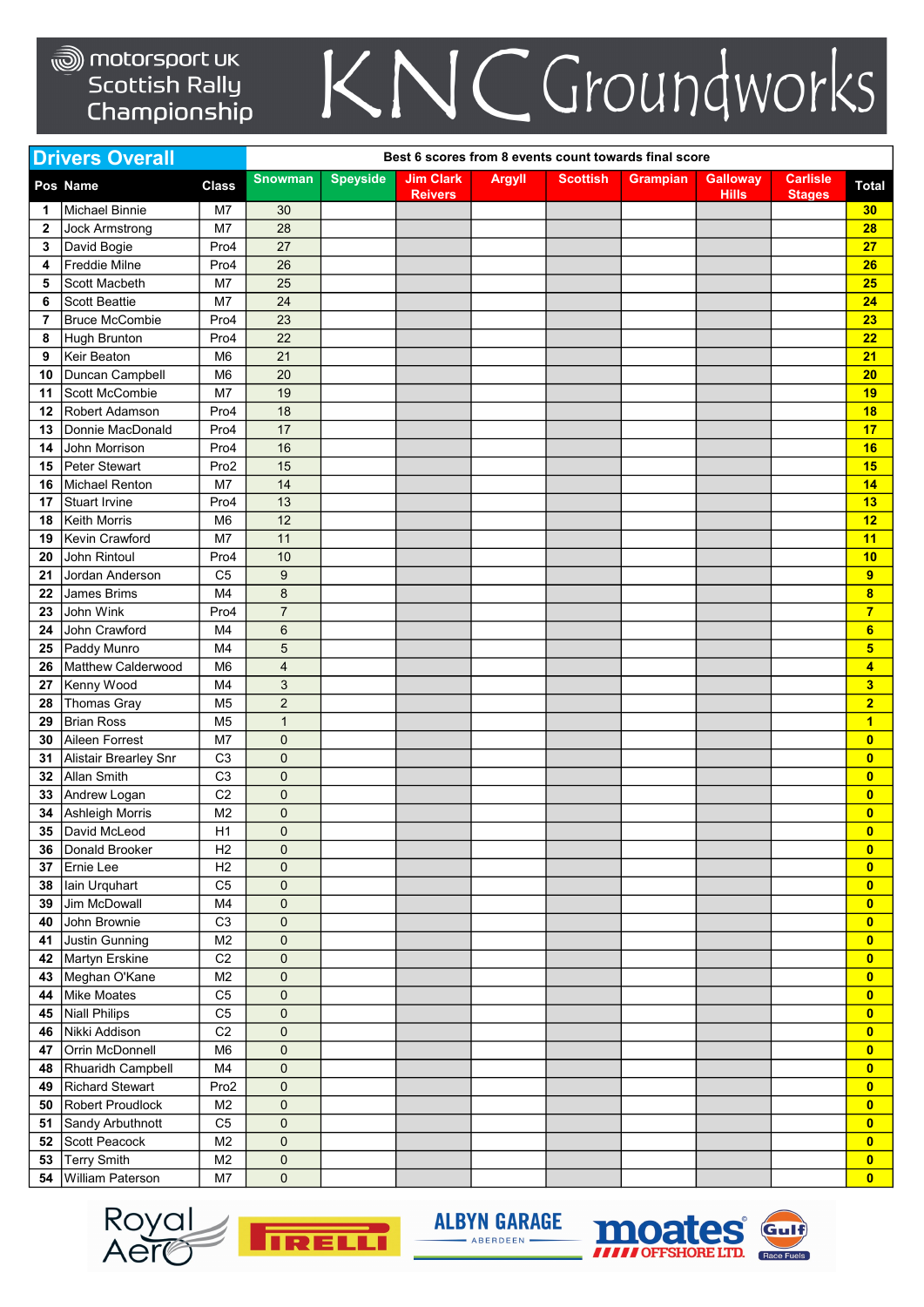motorsport UK Scottish Rally Championship

# KNC Groundworks

## Drivers Overall

Best 6 scores from 8 events count towards final score

| Pos | Name | Class | Snowman | Speyside | Jim Clark Reivers | Argyll | Scottish | Grampian | Galloway Hills | Carlisle Stages | Total |
|---|---|---|---|---|---|---|---|---|---|---|---|
| 1 | Michael Binnie | M7 | 30 | | | | | | | | 30 |
| 2 | Jock Armstrong | M7 | 28 | | | | | | | | 28 |
| 3 | David Bogie | Pro4 | 27 | | | | | | | | 27 |
| 4 | Freddie Milne | Pro4 | 26 | | | | | | | | 26 |
| 5 | Scott Macbeth | M7 | 25 | | | | | | | | 25 |
| 6 | Scott Beattie | M7 | 24 | | | | | | | | 24 |
| 7 | Bruce McCombie | Pro4 | 23 | | | | | | | | 23 |
| 8 | Hugh Brunton | Pro4 | 22 | | | | | | | | 22 |
| 9 | Keir Beaton | M6 | 21 | | | | | | | | 21 |
| 10 | Duncan Campbell | M6 | 20 | | | | | | | | 20 |
| 11 | Scott McCombie | M7 | 19 | | | | | | | | 19 |
| 12 | Robert Adamson | Pro4 | 18 | | | | | | | | 18 |
| 13 | Donnie MacDonald | Pro4 | 17 | | | | | | | | 17 |
| 14 | John Morrison | Pro4 | 16 | | | | | | | | 16 |
| 15 | Peter Stewart | Pro2 | 15 | | | | | | | | 15 |
| 16 | Michael Renton | M7 | 14 | | | | | | | | 14 |
| 17 | Stuart Irvine | Pro4 | 13 | | | | | | | | 13 |
| 18 | Keith Morris | M6 | 12 | | | | | | | | 12 |
| 19 | Kevin Crawford | M7 | 11 | | | | | | | | 11 |
| 20 | John Rintoul | Pro4 | 10 | | | | | | | | 10 |
| 21 | Jordan Anderson | C5 | 9 | | | | | | | | 9 |
| 22 | James Brims | M4 | 8 | | | | | | | | 8 |
| 23 | John Wink | Pro4 | 7 | | | | | | | | 7 |
| 24 | John Crawford | M4 | 6 | | | | | | | | 6 |
| 25 | Paddy Munro | M4 | 5 | | | | | | | | 5 |
| 26 | Matthew Calderwood | M6 | 4 | | | | | | | | 4 |
| 27 | Kenny Wood | M4 | 3 | | | | | | | | 3 |
| 28 | Thomas Gray | M5 | 2 | | | | | | | | 2 |
| 29 | Brian Ross | M5 | 1 | | | | | | | | 1 |
| 30 | Aileen Forrest | M7 | 0 | | | | | | | | 0 |
| 31 | Alistair Brearley Snr | C3 | 0 | | | | | | | | 0 |
| 32 | Allan Smith | C3 | 0 | | | | | | | | 0 |
| 33 | Andrew Logan | C2 | 0 | | | | | | | | 0 |
| 34 | Ashleigh Morris | M2 | 0 | | | | | | | | 0 |
| 35 | David McLeod | H1 | 0 | | | | | | | | 0 |
| 36 | Donald Brooker | H2 | 0 | | | | | | | | 0 |
| 37 | Ernie Lee | H2 | 0 | | | | | | | | 0 |
| 38 | Iain Urquhart | C5 | 0 | | | | | | | | 0 |
| 39 | Jim McDowall | M4 | 0 | | | | | | | | 0 |
| 40 | John Brownie | C3 | 0 | | | | | | | | 0 |
| 41 | Justin Gunning | M2 | 0 | | | | | | | | 0 |
| 42 | Martyn Erskine | C2 | 0 | | | | | | | | 0 |
| 43 | Meghan O'Kane | M2 | 0 | | | | | | | | 0 |
| 44 | Mike Moates | C5 | 0 | | | | | | | | 0 |
| 45 | Niall Philips | C5 | 0 | | | | | | | | 0 |
| 46 | Nikki Addison | C2 | 0 | | | | | | | | 0 |
| 47 | Orrin McDonnell | M6 | 0 | | | | | | | | 0 |
| 48 | Rhuaridh Campbell | M4 | 0 | | | | | | | | 0 |
| 49 | Richard Stewart | Pro2 | 0 | | | | | | | | 0 |
| 50 | Robert Proudlock | M2 | 0 | | | | | | | | 0 |
| 51 | Sandy Arbuthnott | C5 | 0 | | | | | | | | 0 |
| 52 | Scott Peacock | M2 | 0 | | | | | | | | 0 |
| 53 | Terry Smith | M2 | 0 | | | | | | | | 0 |
| 54 | William Paterson | M7 | 0 | | | | | | | | 0 |

Royal Aero | PIRELLI | ALBYN GARAGE ABERDEEN | moates OFFSHORE LTD. | Gulf Race Fuels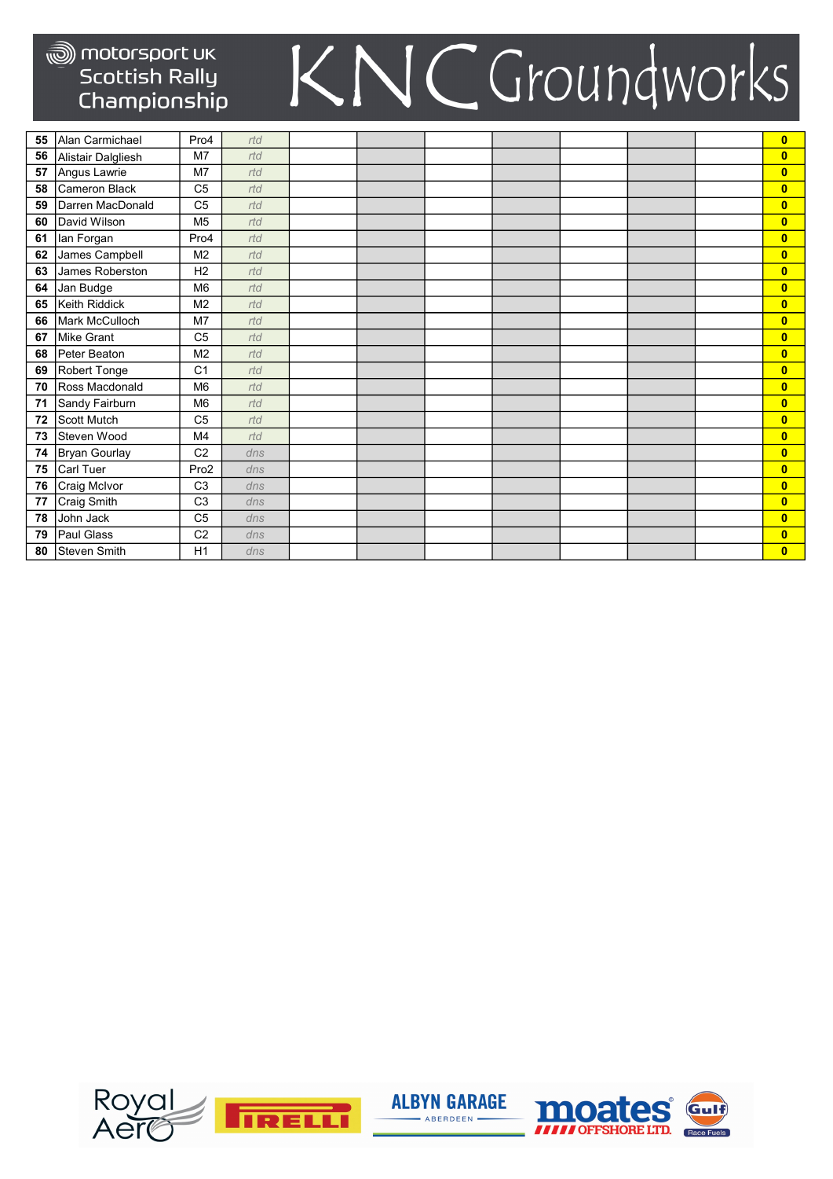| | | | | | | | | | | | |
|---|---|---|---|---|---|---|---|---|---|---|---|
| 55 | Alan Carmichael | Pro4 | rtd | | | | | | | | 0 |
| 56 | Alistair Dalgliesh | M7 | rtd | | | | | | | | 0 |
| 57 | Angus Lawrie | M7 | rtd | | | | | | | | 0 |
| 58 | Cameron Black | C5 | rtd | | | | | | | | 0 |
| 59 | Darren MacDonald | C5 | rtd | | | | | | | | 0 |
| 60 | David Wilson | M5 | rtd | | | | | | | | 0 |
| 61 | Ian Forgan | Pro4 | rtd | | | | | | | | 0 |
| 62 | James Campbell | M2 | rtd | | | | | | | | 0 |
| 63 | James Roberston | H2 | rtd | | | | | | | | 0 |
| 64 | Jan Budge | M6 | rtd | | | | | | | | 0 |
| 65 | Keith Riddick | M2 | rtd | | | | | | | | 0 |
| 66 | Mark McCulloch | M7 | rtd | | | | | | | | 0 |
| 67 | Mike Grant | C5 | rtd | | | | | | | | 0 |
| 68 | Peter Beaton | M2 | rtd | | | | | | | | 0 |
| 69 | Robert Tonge | C1 | rtd | | | | | | | | 0 |
| 70 | Ross Macdonald | M6 | rtd | | | | | | | | 0 |
| 71 | Sandy Fairburn | M6 | rtd | | | | | | | | 0 |
| 72 | Scott Mutch | C5 | rtd | | | | | | | | 0 |
| 73 | Steven Wood | M4 | rtd | | | | | | | | 0 |
| 74 | Bryan Gourlay | C2 | dns | | | | | | | | 0 |
| 75 | Carl Tuer | Pro2 | dns | | | | | | | | 0 |
| 76 | Craig McIvor | C3 | dns | | | | | | | | 0 |
| 77 | Craig Smith | C3 | dns | | | | | | | | 0 |
| 78 | John Jack | C5 | dns | | | | | | | | 0 |
| 79 | Paul Glass | C2 | dns | | | | | | | | 0 |
| 80 | Steven Smith | H1 | dns | | | | | | | | 0 |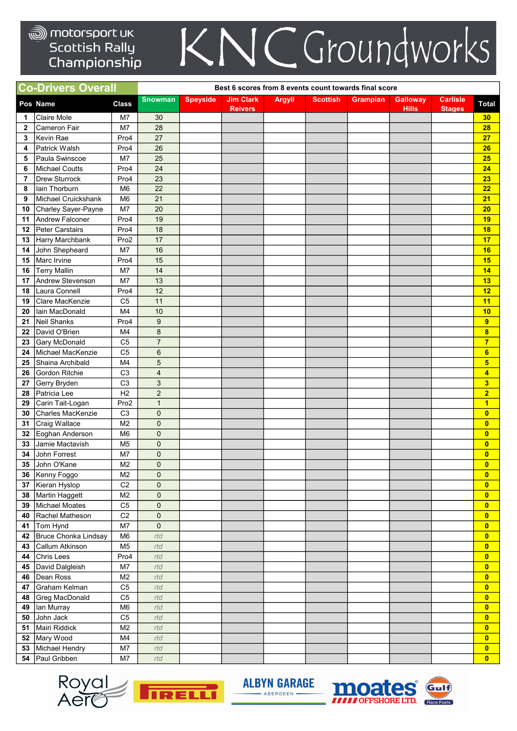# motorsport UK Scottish Rally Championship

# KNC Groundworks

## Co-Drivers Overall

Best 6 scores from 8 events count towards final score

| Pos | Name | Class | Snowman | Speyside | Jim Clark Reivers | Argyll | Scottish | Grampian | Galloway Hills | Carlisle Stages | Total |
|---|---|---|---|---|---|---|---|---|---|---|---|
| 1 | Claire Mole | M7 | 30 | | | | | | | | 30 |
| 2 | Cameron Fair | M7 | 28 | | | | | | | | 28 |
| 3 | Kevin Rae | Pro4 | 27 | | | | | | | | 27 |
| 4 | Patrick Walsh | Pro4 | 26 | | | | | | | | 26 |
| 5 | Paula Swinscoe | M7 | 25 | | | | | | | | 25 |
| 6 | Michael Coutts | Pro4 | 24 | | | | | | | | 24 |
| 7 | Drew Sturrock | Pro4 | 23 | | | | | | | | 23 |
| 8 | Iain Thorburn | M6 | 22 | | | | | | | | 22 |
| 9 | Michael Cruickshank | M6 | 21 | | | | | | | | 21 |
| 10 | Charley Sayer-Payne | M7 | 20 | | | | | | | | 20 |
| 11 | Andrew Falconer | Pro4 | 19 | | | | | | | | 19 |
| 12 | Peter Carstairs | Pro4 | 18 | | | | | | | | 18 |
| 13 | Harry Marchbank | Pro2 | 17 | | | | | | | | 17 |
| 14 | John Shepheard | M7 | 16 | | | | | | | | 16 |
| 15 | Marc Irvine | Pro4 | 15 | | | | | | | | 15 |
| 16 | Terry Mallin | M7 | 14 | | | | | | | | 14 |
| 17 | Andrew Stevenson | M7 | 13 | | | | | | | | 13 |
| 18 | Laura Connell | Pro4 | 12 | | | | | | | | 12 |
| 19 | Clare MacKenzie | C5 | 11 | | | | | | | | 11 |
| 20 | Iain MacDonald | M4 | 10 | | | | | | | | 10 |
| 21 | Neil Shanks | Pro4 | 9 | | | | | | | | 9 |
| 22 | David O'Brien | M4 | 8 | | | | | | | | 8 |
| 23 | Gary McDonald | C5 | 7 | | | | | | | | 7 |
| 24 | Michael MacKenzie | C5 | 6 | | | | | | | | 6 |
| 25 | Shaina Archibald | M4 | 5 | | | | | | | | 5 |
| 26 | Gordon Ritchie | C3 | 4 | | | | | | | | 4 |
| 27 | Gerry Bryden | C3 | 3 | | | | | | | | 3 |
| 28 | Patricia Lee | H2 | 2 | | | | | | | | 2 |
| 29 | Carin Tait-Logan | Pro2 | 1 | | | | | | | | 1 |
| 30 | Charles MacKenzie | C3 | 0 | | | | | | | | 0 |
| 31 | Craig Wallace | M2 | 0 | | | | | | | | 0 |
| 32 | Eoghan Anderson | M6 | 0 | | | | | | | | 0 |
| 33 | Jamie Mactavish | M5 | 0 | | | | | | | | 0 |
| 34 | John Forrest | M7 | 0 | | | | | | | | 0 |
| 35 | John O'Kane | M2 | 0 | | | | | | | | 0 |
| 36 | Kenny Foggo | M2 | 0 | | | | | | | | 0 |
| 37 | Kieran Hyslop | C2 | 0 | | | | | | | | 0 |
| 38 | Martin Haggett | M2 | 0 | | | | | | | | 0 |
| 39 | Michael Moates | C5 | 0 | | | | | | | | 0 |
| 40 | Rachel Matheson | C2 | 0 | | | | | | | | 0 |
| 41 | Tom Hynd | M7 | 0 | | | | | | | | 0 |
| 42 | Bruce Chonka Lindsay | M6 | *rtd* | | | | | | | | 0 |
| 43 | Callum Atkinson | M5 | *rtd* | | | | | | | | 0 |
| 44 | Chris Lees | Pro4 | *rtd* | | | | | | | | 0 |
| 45 | David Dalgleish | M7 | *rtd* | | | | | | | | 0 |
| 46 | Dean Ross | M2 | *rtd* | | | | | | | | 0 |
| 47 | Graham Kelman | C5 | *rtd* | | | | | | | | 0 |
| 48 | Greg MacDonald | C5 | *rtd* | | | | | | | | 0 |
| 49 | Ian Murray | M6 | *rtd* | | | | | | | | 0 |
| 50 | John Jack | C5 | *rtd* | | | | | | | | 0 |
| 51 | Mairi Riddick | M2 | *rtd* | | | | | | | | 0 |
| 52 | Mary Wood | M4 | *rtd* | | | | | | | | 0 |
| 53 | Michael Hendry | M7 | *rtd* | | | | | | | | 0 |
| 54 | Paul Gribben | M7 | *rtd* | | | | | | | | 0 |

Royal Aero | PIRELLI | ALBYN GARAGE ABERDEEN | moates OFFSHORE LTD. | Gulf Race Fuels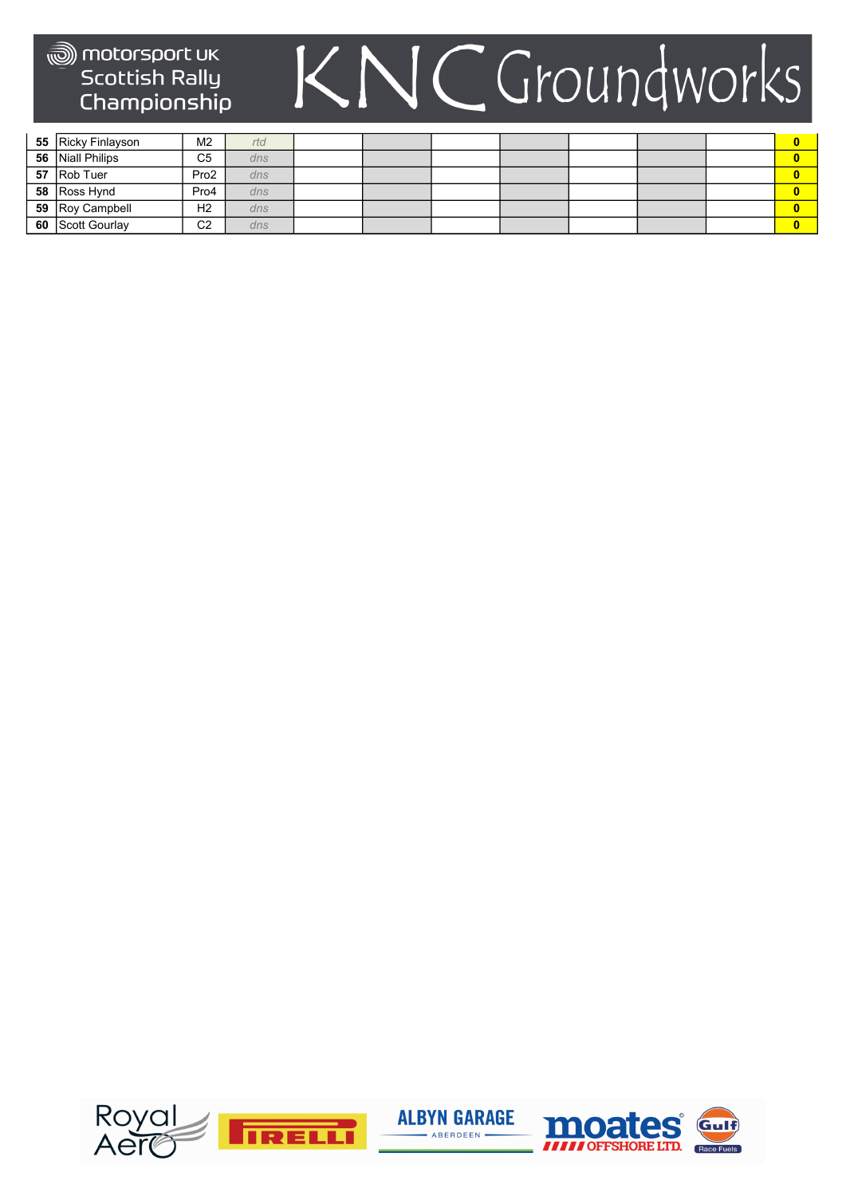| | | | | | | | | | | | |
|---|---|---|---|---|---|---|---|---|---|---|---|
| **55** | Ricky Finlayson | M2 | *rtd* | | | | | | | | **0** |
| **56** | Niall Philips | C5 | *dns* | | | | | | | | **0** |
| **57** | Rob Tuer | Pro2 | *dns* | | | | | | | | **0** |
| **58** | Ross Hynd | Pro4 | *dns* | | | | | | | | **0** |
| **59** | Roy Campbell | H2 | *dns* | | | | | | | | **0** |
| **60** | Scott Gourlay | C2 | *dns* | | | | | | | | **0** |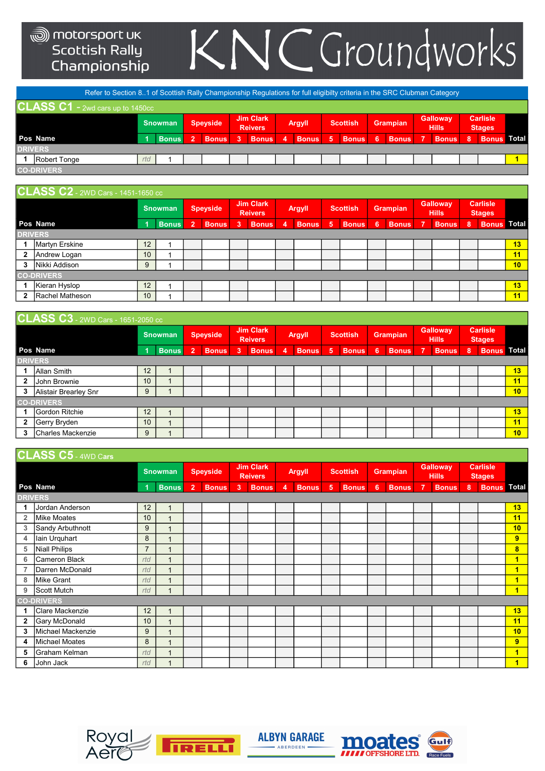# motorsport UK Scottish Rally Championship

# KNC Groundworks

Refer to Section 8..1 of Scottish Rally Championship Regulations for full eligibilty criteria in the SRC Clubman Category

## CLASS C1 - 2wd cars up to 1450cc

| Pos | Name | Snowman 1 | Bonus | Speyside 2 | Bonus | Jim Clark Reivers 3 | Bonus | Argyll 4 | Bonus | Scottish 5 | Bonus | Grampian 6 | Bonus | Galloway Hills 7 | Bonus | Carlisle Stages 8 | Bonus | Total |
|---|---|---|---|---|---|---|---|---|---|---|---|---|---|---|---|---|---|---|
| **DRIVERS** | | | | | | | | | | | | | | | | | | |
| 1 | Robert Tonge | rtd | 1 | | | | | | | | | | | | | | | 1 |
| **CO-DRIVERS** | | | | | | | | | | | | | | | | | | |

## CLASS C2 - 2WD Cars - 1451-1650 cc

| Pos | Name | Snowman 1 | Bonus | Speyside 2 | Bonus | Jim Clark Reivers 3 | Bonus | Argyll 4 | Bonus | Scottish 5 | Bonus | Grampian 6 | Bonus | Galloway Hills 7 | Bonus | Carlisle Stages 8 | Bonus | Total |
|---|---|---|---|---|---|---|---|---|---|---|---|---|---|---|---|---|---|---|
| **DRIVERS** | | | | | | | | | | | | | | | | | | |
| 1 | Martyn Erskine | 12 | 1 | | | | | | | | | | | | | | | 13 |
| 2 | Andrew Logan | 10 | 1 | | | | | | | | | | | | | | | 11 |
| 3 | Nikki Addison | 9 | 1 | | | | | | | | | | | | | | | 10 |
| **CO-DRIVERS** | | | | | | | | | | | | | | | | | | |
| 1 | Kieran Hyslop | 12 | 1 | | | | | | | | | | | | | | | 13 |
| 2 | Rachel Matheson | 10 | 1 | | | | | | | | | | | | | | | 11 |

## CLASS C3 - 2WD Cars - 1651-2050 cc

| Pos | Name | Snowman 1 | Bonus | Speyside 2 | Bonus | Jim Clark Reivers 3 | Bonus | Argyll 4 | Bonus | Scottish 5 | Bonus | Grampian 6 | Bonus | Galloway Hills 7 | Bonus | Carlisle Stages 8 | Bonus | Total |
|---|---|---|---|---|---|---|---|---|---|---|---|---|---|---|---|---|---|---|
| **DRIVERS** | | | | | | | | | | | | | | | | | | |
| 1 | Allan Smith | 12 | 1 | | | | | | | | | | | | | | | 13 |
| 2 | John Brownie | 10 | 1 | | | | | | | | | | | | | | | 11 |
| 3 | Alistair Brearley Snr | 9 | 1 | | | | | | | | | | | | | | | 10 |
| **CO-DRIVERS** | | | | | | | | | | | | | | | | | | |
| 1 | Gordon Ritchie | 12 | 1 | | | | | | | | | | | | | | | 13 |
| 2 | Gerry Bryden | 10 | 1 | | | | | | | | | | | | | | | 11 |
| 3 | Charles Mackenzie | 9 | 1 | | | | | | | | | | | | | | | 10 |

## CLASS C5 - 4WD Cars

| Pos | Name | Snowman 1 | Bonus | Speyside 2 | Bonus | Jim Clark Reivers 3 | Bonus | Argyll 4 | Bonus | Scottish 5 | Bonus | Grampian 6 | Bonus | Galloway Hills 7 | Bonus | Carlisle Stages 8 | Bonus | Total |
|---|---|---|---|---|---|---|---|---|---|---|---|---|---|---|---|---|---|---|
| **DRIVERS** | | | | | | | | | | | | | | | | | | |
| 1 | Jordan Anderson | 12 | 1 | | | | | | | | | | | | | | | 13 |
| 2 | Mike Moates | 10 | 1 | | | | | | | | | | | | | | | 11 |
| 3 | Sandy Arbuthnott | 9 | 1 | | | | | | | | | | | | | | | 10 |
| 4 | Iain Urquhart | 8 | 1 | | | | | | | | | | | | | | | 9 |
| 5 | Niall Philips | 7 | 1 | | | | | | | | | | | | | | | 8 |
| 6 | Cameron Black | rtd | 1 | | | | | | | | | | | | | | | 1 |
| 7 | Darren McDonald | rtd | 1 | | | | | | | | | | | | | | | 1 |
| 8 | Mike Grant | rtd | 1 | | | | | | | | | | | | | | | 1 |
| 9 | Scott Mutch | rtd | 1 | | | | | | | | | | | | | | | 1 |
| **CO-DRIVERS** | | | | | | | | | | | | | | | | | | |
| 1 | Clare Mackenzie | 12 | 1 | | | | | | | | | | | | | | | 13 |
| 2 | Gary McDonald | 10 | 1 | | | | | | | | | | | | | | | 11 |
| 3 | Michael Mackenzie | 9 | 1 | | | | | | | | | | | | | | | 10 |
| 4 | Michael Moates | 8 | 1 | | | | | | | | | | | | | | | 9 |
| 5 | Graham Kelman | rtd | 1 | | | | | | | | | | | | | | | 1 |
| 6 | John Jack | rtd | 1 | | | | | | | | | | | | | | | 1 |

Royal Aero | PIRELLI | ALBYN GARAGE ABERDEEN | moates OFFSHORE LTD. | Gulf Race Fuels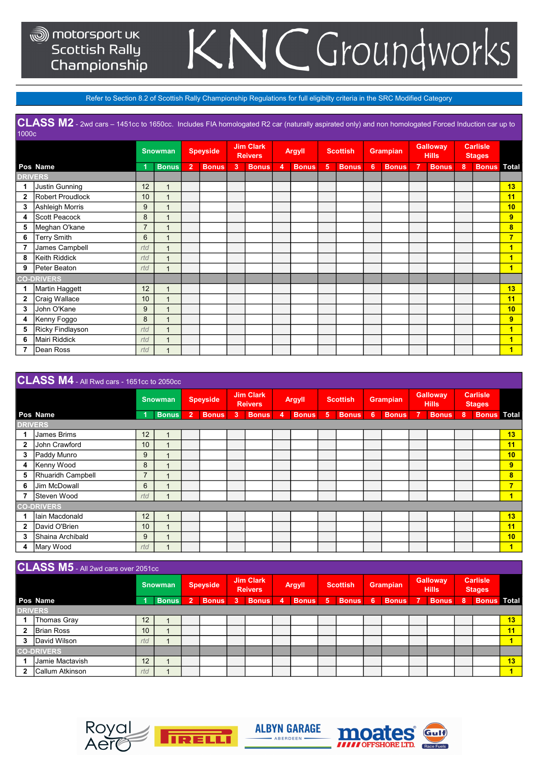# motorsport UK Scottish Rally Championship — KNC Groundworks

Refer to Section 8.2 of Scottish Rally Championship Regulations for full eligibilty criteria in the SRC Modified Category

## CLASS M2 - 2wd cars – 1451cc to 1650cc. Includes FIA homologated R2 car (naturally aspirated only) and non homologated Forced Induction car up to 1000c

| | | Snowman | | Speyside | | Jim Clark Reivers | | Argyll | | Scottish | | Grampian | | Galloway Hills | | Carlisle Stages | | |
|---|---|---|---|---|---|---|---|---|---|---|---|---|---|---|---|---|---|---|
| Pos | Name | 1 | Bonus | 2 | Bonus | 3 | Bonus | 4 | Bonus | 5 | Bonus | 6 | Bonus | 7 | Bonus | 8 | Bonus | Total |
| DRIVERS | | | | | | | | | | | | | | | | | | |
| 1 | Justin Gunning | 12 | 1 | | | | | | | | | | | | | | | 13 |
| 2 | Robert Proudlock | 10 | 1 | | | | | | | | | | | | | | | 11 |
| 3 | Ashleigh Morris | 9 | 1 | | | | | | | | | | | | | | | 10 |
| 4 | Scott Peacock | 8 | 1 | | | | | | | | | | | | | | | 9 |
| 5 | Meghan O'kane | 7 | 1 | | | | | | | | | | | | | | | 8 |
| 6 | Terry Smith | 6 | 1 | | | | | | | | | | | | | | | 7 |
| 7 | James Campbell | rtd | 1 | | | | | | | | | | | | | | | 1 |
| 8 | Keith Riddick | rtd | 1 | | | | | | | | | | | | | | | 1 |
| 9 | Peter Beaton | rtd | 1 | | | | | | | | | | | | | | | 1 |
| CO-DRIVERS | | | | | | | | | | | | | | | | | | |
| 1 | Martin Haggett | 12 | 1 | | | | | | | | | | | | | | | 13 |
| 2 | Craig Wallace | 10 | 1 | | | | | | | | | | | | | | | 11 |
| 3 | John O'Kane | 9 | 1 | | | | | | | | | | | | | | | 10 |
| 4 | Kenny Foggo | 8 | 1 | | | | | | | | | | | | | | | 9 |
| 5 | Ricky Findlayson | rtd | 1 | | | | | | | | | | | | | | | 1 |
| 6 | Mairi Riddick | rtd | 1 | | | | | | | | | | | | | | | 1 |
| 7 | Dean Ross | rtd | 1 | | | | | | | | | | | | | | | 1 |

## CLASS M4 - All Rwd cars - 1651cc to 2050cc

| | | Snowman | | Speyside | | Jim Clark Reivers | | Argyll | | Scottish | | Grampian | | Galloway Hills | | Carlisle Stages | | |
|---|---|---|---|---|---|---|---|---|---|---|---|---|---|---|---|---|---|---|
| Pos | Name | 1 | Bonus | 2 | Bonus | 3 | Bonus | 4 | Bonus | 5 | Bonus | 6 | Bonus | 7 | Bonus | 8 | Bonus | Total |
| DRIVERS | | | | | | | | | | | | | | | | | | |
| 1 | James Brims | 12 | 1 | | | | | | | | | | | | | | | 13 |
| 2 | John Crawford | 10 | 1 | | | | | | | | | | | | | | | 11 |
| 3 | Paddy Munro | 9 | 1 | | | | | | | | | | | | | | | 10 |
| 4 | Kenny Wood | 8 | 1 | | | | | | | | | | | | | | | 9 |
| 5 | Rhuaridh Campbell | 7 | 1 | | | | | | | | | | | | | | | 8 |
| 6 | Jim McDowall | 6 | 1 | | | | | | | | | | | | | | | 7 |
| 7 | Steven Wood | rtd | 1 | | | | | | | | | | | | | | | 1 |
| CO-DRIVERS | | | | | | | | | | | | | | | | | | |
| 1 | Iain Macdonald | 12 | 1 | | | | | | | | | | | | | | | 13 |
| 2 | David O'Brien | 10 | 1 | | | | | | | | | | | | | | | 11 |
| 3 | Shaina Archibald | 9 | 1 | | | | | | | | | | | | | | | 10 |
| 4 | Mary Wood | rtd | 1 | | | | | | | | | | | | | | | 1 |

## CLASS M5 - All 2wd cars over 2051cc

| | | Snowman | | Speyside | | Jim Clark Reivers | | Argyll | | Scottish | | Grampian | | Galloway Hills | | Carlisle Stages | | |
|---|---|---|---|---|---|---|---|---|---|---|---|---|---|---|---|---|---|---|
| Pos | Name | 1 | Bonus | 2 | Bonus | 3 | Bonus | 4 | Bonus | 5 | Bonus | 6 | Bonus | 7 | Bonus | 8 | Bonus | Total |
| DRIVERS | | | | | | | | | | | | | | | | | | |
| 1 | Thomas Gray | 12 | 1 | | | | | | | | | | | | | | | 13 |
| 2 | Brian Ross | 10 | 1 | | | | | | | | | | | | | | | 11 |
| 3 | David Wilson | rtd | 1 | | | | | | | | | | | | | | | 1 |
| CO-DRIVERS | | | | | | | | | | | | | | | | | | |
| 1 | Jamie Mactavish | 12 | 1 | | | | | | | | | | | | | | | 13 |
| 2 | Callum Atkinson | rtd | 1 | | | | | | | | | | | | | | | 1 |

Royal Aero · Pirelli · Albyn Garage Aberdeen · Moates Offshore Ltd. · Gulf Race Fuels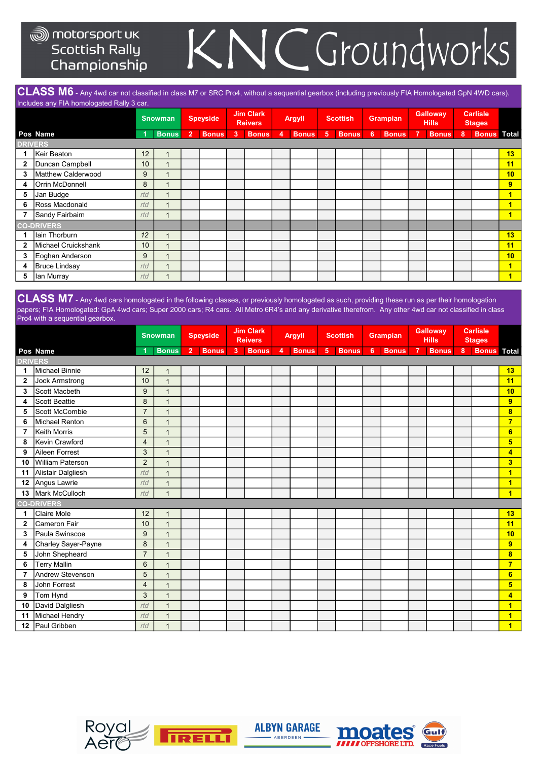motorsport UK Scottish Rally Championship

KNC Groundworks

## CLASS M6 - Any 4wd car not classified in class M7 or SRC Pro4, without a sequential gearbox (including previously FIA Homologated GpN 4WD cars). Includes any FIA homologated Rally 3 car.

| | | Snowman | | Speyside | | Jim Clark Reivers | | Argyll | | Scottish | | Grampian | | Galloway Hills | | Carlisle Stages | | |
|---|---|---|---|---|---|---|---|---|---|---|---|---|---|---|---|---|---|---|
| Pos | Name | 1 | Bonus | 2 | Bonus | 3 | Bonus | 4 | Bonus | 5 | Bonus | 6 | Bonus | 7 | Bonus | 8 | Bonus | Total |
| **DRIVERS** | | | | | | | | | | | | | | | | | | |
| 1 | Keir Beaton | 12 | 1 | | | | | | | | | | | | | | | 13 |
| 2 | Duncan Campbell | 10 | 1 | | | | | | | | | | | | | | | 11 |
| 3 | Matthew Calderwood | 9 | 1 | | | | | | | | | | | | | | | 10 |
| 4 | Orrin McDonnell | 8 | 1 | | | | | | | | | | | | | | | 9 |
| 5 | Jan Budge | rtd | 1 | | | | | | | | | | | | | | | 1 |
| 6 | Ross Macdonald | rtd | 1 | | | | | | | | | | | | | | | 1 |
| 7 | Sandy Fairbairn | rtd | 1 | | | | | | | | | | | | | | | 1 |
| **CO-DRIVERS** | | | | | | | | | | | | | | | | | | |
| 1 | Iain Thorburn | 12 | 1 | | | | | | | | | | | | | | | 13 |
| 2 | Michael Cruickshank | 10 | 1 | | | | | | | | | | | | | | | 11 |
| 3 | Eoghan Anderson | 9 | 1 | | | | | | | | | | | | | | | 10 |
| 4 | Bruce Lindsay | rtd | 1 | | | | | | | | | | | | | | | 1 |
| 5 | Ian Murray | rtd | 1 | | | | | | | | | | | | | | | 1 |

## CLASS M7 - Any 4wd cars homologated in the following classes, or previously homologated as such, providing these run as per their homologation papers; FIA Homologated: GpA 4wd cars; Super 2000 cars; R4 cars. All Metro 6R4's and any derivative therefrom. Any other 4wd car not classified in class Pro4 with a sequential gearbox.

| | | Snowman | | Speyside | | Jim Clark Reivers | | Argyll | | Scottish | | Grampian | | Galloway Hills | | Carlisle Stages | | |
|---|---|---|---|---|---|---|---|---|---|---|---|---|---|---|---|---|---|---|
| Pos | Name | 1 | Bonus | 2 | Bonus | 3 | Bonus | 4 | Bonus | 5 | Bonus | 6 | Bonus | 7 | Bonus | 8 | Bonus | Total |
| **DRIVERS** | | | | | | | | | | | | | | | | | | |
| 1 | Michael Binnie | 12 | 1 | | | | | | | | | | | | | | | 13 |
| 2 | Jock Armstrong | 10 | 1 | | | | | | | | | | | | | | | 11 |
| 3 | Scott Macbeth | 9 | 1 | | | | | | | | | | | | | | | 10 |
| 4 | Scott Beattie | 8 | 1 | | | | | | | | | | | | | | | 9 |
| 5 | Scott McCombie | 7 | 1 | | | | | | | | | | | | | | | 8 |
| 6 | Michael Renton | 6 | 1 | | | | | | | | | | | | | | | 7 |
| 7 | Keith Morris | 5 | 1 | | | | | | | | | | | | | | | 6 |
| 8 | Kevin Crawford | 4 | 1 | | | | | | | | | | | | | | | 5 |
| 9 | Aileen Forrest | 3 | 1 | | | | | | | | | | | | | | | 4 |
| 10 | William Paterson | 2 | 1 | | | | | | | | | | | | | | | 3 |
| 11 | Alistair Dalgliesh | rtd | 1 | | | | | | | | | | | | | | | 1 |
| 12 | Angus Lawrie | rtd | 1 | | | | | | | | | | | | | | | 1 |
| 13 | Mark McCulloch | rtd | 1 | | | | | | | | | | | | | | | 1 |
| **CO-DRIVERS** | | | | | | | | | | | | | | | | | | |
| 1 | Claire Mole | 12 | 1 | | | | | | | | | | | | | | | 13 |
| 2 | Cameron Fair | 10 | 1 | | | | | | | | | | | | | | | 11 |
| 3 | Paula Swinscoe | 9 | 1 | | | | | | | | | | | | | | | 10 |
| 4 | Charley Sayer-Payne | 8 | 1 | | | | | | | | | | | | | | | 9 |
| 5 | John Shepheard | 7 | 1 | | | | | | | | | | | | | | | 8 |
| 6 | Terry Mallin | 6 | 1 | | | | | | | | | | | | | | | 7 |
| 7 | Andrew Stevenson | 5 | 1 | | | | | | | | | | | | | | | 6 |
| 8 | John Forrest | 4 | 1 | | | | | | | | | | | | | | | 5 |
| 9 | Tom Hynd | 3 | 1 | | | | | | | | | | | | | | | 4 |
| 10 | David Dalgliesh | rtd | 1 | | | | | | | | | | | | | | | 1 |
| 11 | Michael Hendry | rtd | 1 | | | | | | | | | | | | | | | 1 |
| 12 | Paul Gribben | rtd | 1 | | | | | | | | | | | | | | | 1 |

Royal Aero | PIRELLI | ALBYN GARAGE ABERDEEN | moates OFFSHORE LTD. | Gulf Race Fuels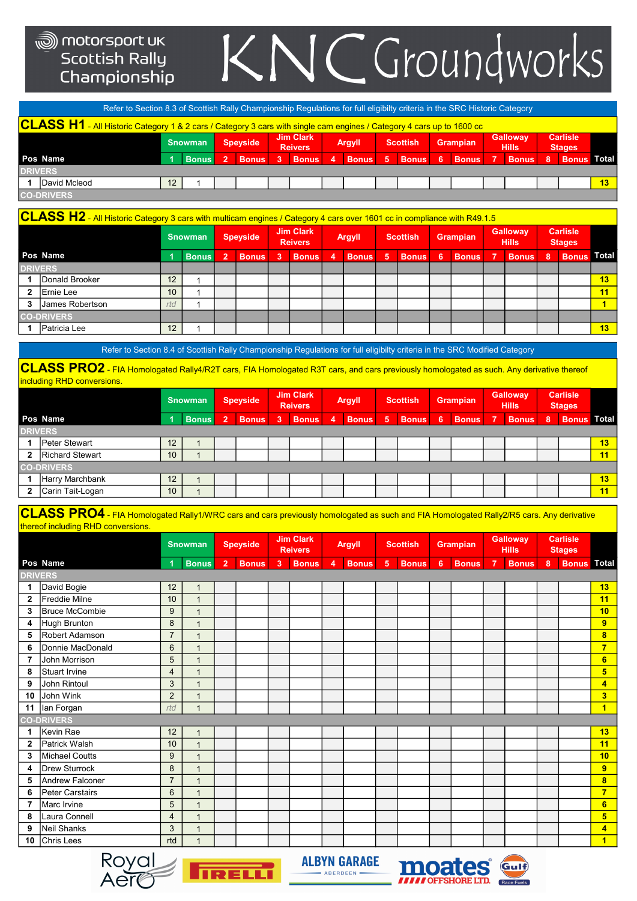# motorsport UK Scottish Rally Championship — KNC Groundworks

Refer to Section 8.3 of Scottish Rally Championship Regulations for full eligibilty criteria in the SRC Historic Category

## CLASS H1 - All Historic Category 1 & 2 cars / Category 3 cars with single cam engines / Category 4 cars up to 1600 cc

| | | Snowman | | Speyside | | Jim Clark Reivers | | Argyll | | Scottish | | Grampian | | Galloway Hills | | Carlisle Stages | | |
|---|---|---|---|---|---|---|---|---|---|---|---|---|---|---|---|---|---|---|
| Pos | Name | 1 | Bonus | 2 | Bonus | 3 | Bonus | 4 | Bonus | 5 | Bonus | 6 | Bonus | 7 | Bonus | 8 | Bonus | Total |
| DRIVERS | | | | | | | | | | | | | | | | | | |
| 1 | David Mcleod | 12 | 1 | | | | | | | | | | | | | | | 13 |
| CO-DRIVERS | | | | | | | | | | | | | | | | | | |

## CLASS H2 - All Historic Category 3 cars with multicam engines / Category 4 cars over 1601 cc in compliance with R49.1.5

| | | Snowman | | Speyside | | Jim Clark Reivers | | Argyll | | Scottish | | Grampian | | Galloway Hills | | Carlisle Stages | | |
|---|---|---|---|---|---|---|---|---|---|---|---|---|---|---|---|---|---|---|
| Pos | Name | 1 | Bonus | 2 | Bonus | 3 | Bonus | 4 | Bonus | 5 | Bonus | 6 | Bonus | 7 | Bonus | 8 | Bonus | Total |
| DRIVERS | | | | | | | | | | | | | | | | | | |
| 1 | Donald Brooker | 12 | 1 | | | | | | | | | | | | | | | 13 |
| 2 | Ernie Lee | 10 | 1 | | | | | | | | | | | | | | | 11 |
| 3 | James Robertson | rtd | 1 | | | | | | | | | | | | | | | 1 |
| CO-DRIVERS | | | | | | | | | | | | | | | | | | |
| 1 | Patricia Lee | 12 | 1 | | | | | | | | | | | | | | | 13 |

Refer to Section 8.4 of Scottish Rally Championship Regulations for full eligibilty criteria in the SRC Modified Category

## CLASS PRO2 - FIA Homologated Rally4/R2T cars, FIA Homologated R3T cars, and cars previously homologated as such. Any derivative thereof including RHD conversions.

| | | Snowman | | Speyside | | Jim Clark Reivers | | Argyll | | Scottish | | Grampian | | Galloway Hills | | Carlisle Stages | | |
|---|---|---|---|---|---|---|---|---|---|---|---|---|---|---|---|---|---|---|
| Pos | Name | 1 | Bonus | 2 | Bonus | 3 | Bonus | 4 | Bonus | 5 | Bonus | 6 | Bonus | 7 | Bonus | 8 | Bonus | Total |
| DRIVERS | | | | | | | | | | | | | | | | | | |
| 1 | Peter Stewart | 12 | 1 | | | | | | | | | | | | | | | 13 |
| 2 | Richard Stewart | 10 | 1 | | | | | | | | | | | | | | | 11 |
| CO-DRIVERS | | | | | | | | | | | | | | | | | | |
| 1 | Harry Marchbank | 12 | 1 | | | | | | | | | | | | | | | 13 |
| 2 | Carin Tait-Logan | 10 | 1 | | | | | | | | | | | | | | | 11 |

## CLASS PRO4 - FIA Homologated Rally1/WRC cars and cars previously homologated as such and FIA Homologated Rally2/R5 cars. Any derivative thereof including RHD conversions.

| | | Snowman | | Speyside | | Jim Clark Reivers | | Argyll | | Scottish | | Grampian | | Galloway Hills | | Carlisle Stages | | |
|---|---|---|---|---|---|---|---|---|---|---|---|---|---|---|---|---|---|---|
| Pos | Name | 1 | Bonus | 2 | Bonus | 3 | Bonus | 4 | Bonus | 5 | Bonus | 6 | Bonus | 7 | Bonus | 8 | Bonus | Total |
| DRIVERS | | | | | | | | | | | | | | | | | | |
| 1 | David Bogie | 12 | 1 | | | | | | | | | | | | | | | 13 |
| 2 | Freddie Milne | 10 | 1 | | | | | | | | | | | | | | | 11 |
| 3 | Bruce McCombie | 9 | 1 | | | | | | | | | | | | | | | 10 |
| 4 | Hugh Brunton | 8 | 1 | | | | | | | | | | | | | | | 9 |
| 5 | Robert Adamson | 7 | 1 | | | | | | | | | | | | | | | 8 |
| 6 | Donnie MacDonald | 6 | 1 | | | | | | | | | | | | | | | 7 |
| 7 | John Morrison | 5 | 1 | | | | | | | | | | | | | | | 6 |
| 8 | Stuart Irvine | 4 | 1 | | | | | | | | | | | | | | | 5 |
| 9 | John Rintoul | 3 | 1 | | | | | | | | | | | | | | | 4 |
| 10 | John Wink | 2 | 1 | | | | | | | | | | | | | | | 3 |
| 11 | Ian Forgan | rtd | 1 | | | | | | | | | | | | | | | 1 |
| CO-DRIVERS | | | | | | | | | | | | | | | | | | |
| 1 | Kevin Rae | 12 | 1 | | | | | | | | | | | | | | | 13 |
| 2 | Patrick Walsh | 10 | 1 | | | | | | | | | | | | | | | 11 |
| 3 | Michael Coutts | 9 | 1 | | | | | | | | | | | | | | | 10 |
| 4 | Drew Sturrock | 8 | 1 | | | | | | | | | | | | | | | 9 |
| 5 | Andrew Falconer | 7 | 1 | | | | | | | | | | | | | | | 8 |
| 6 | Peter Carstairs | 6 | 1 | | | | | | | | | | | | | | | 7 |
| 7 | Marc Irvine | 5 | 1 | | | | | | | | | | | | | | | 6 |
| 8 | Laura Connell | 4 | 1 | | | | | | | | | | | | | | | 5 |
| 9 | Neil Shanks | 3 | 1 | | | | | | | | | | | | | | | 4 |
| 10 | Chris Lees | rtd | 1 | | | | | | | | | | | | | | | 1 |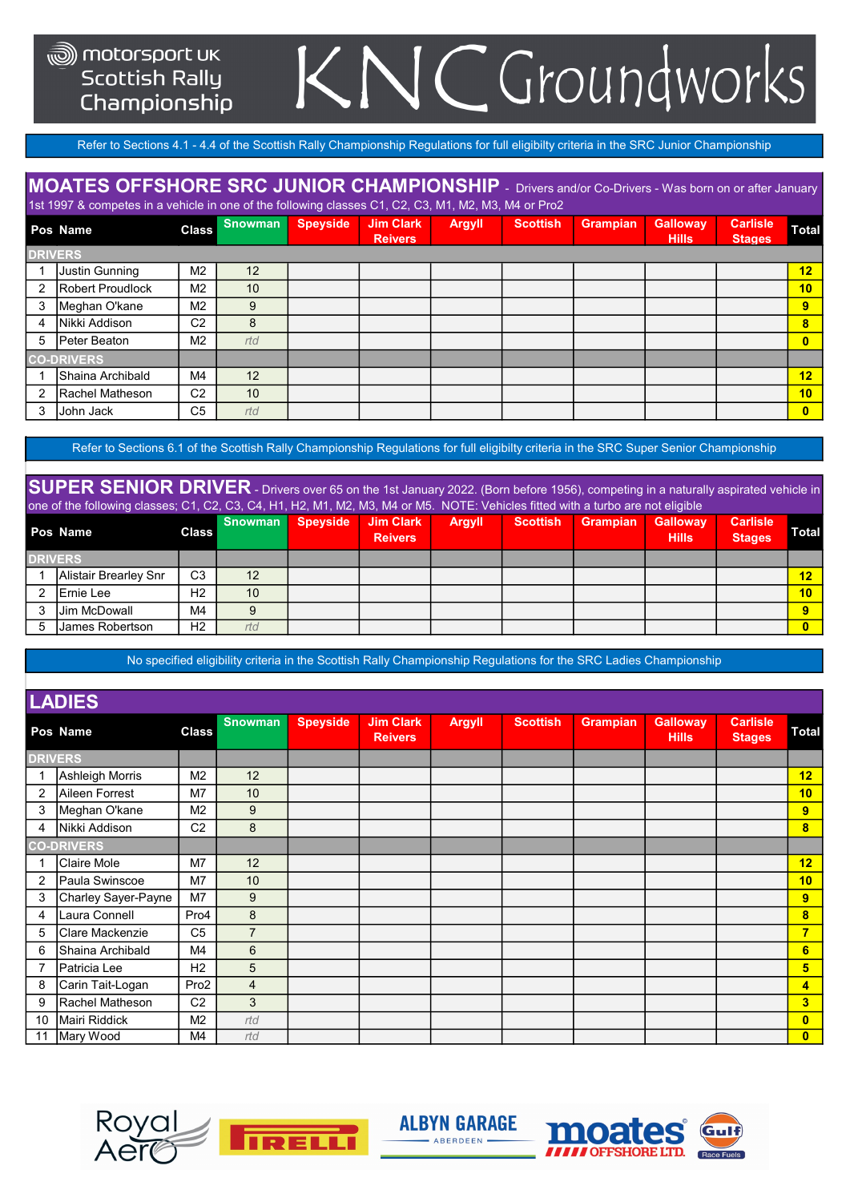motorsport UK Scottish Rally Championship

KNC Groundworks

Refer to Sections 4.1 - 4.4 of the Scottish Rally Championship Regulations for full eligibilty criteria in the SRC Junior Championship

## MOATES OFFSHORE SRC JUNIOR CHAMPIONSHIP

- Drivers and/or Co-Drivers - Was born on or after January 1st 1997 & competes in a vehicle in one of the following classes C1, C2, C3, M1, M2, M3, M4 or Pro2

| Pos | Name | Class | Snowman | Speyside | Jim Clark Reivers | Argyll | Scottish | Grampian | Galloway Hills | Carlisle Stages | Total |
|---|---|---|---|---|---|---|---|---|---|---|---|
| **DRIVERS** | | | | | | | | | | | |
| 1 | Justin Gunning | M2 | 12 | | | | | | | | 12 |
| 2 | Robert Proudlock | M2 | 10 | | | | | | | | 10 |
| 3 | Meghan O'kane | M2 | 9 | | | | | | | | 9 |
| 4 | Nikki Addison | C2 | 8 | | | | | | | | 8 |
| 5 | Peter Beaton | M2 | *rtd* | | | | | | | | 0 |
| **CO-DRIVERS** | | | | | | | | | | | |
| 1 | Shaina Archibald | M4 | 12 | | | | | | | | 12 |
| 2 | Rachel Matheson | C2 | 10 | | | | | | | | 10 |
| 3 | John Jack | C5 | *rtd* | | | | | | | | 0 |

Refer to Sections 6.1 of the Scottish Rally Championship Regulations for full eligibilty criteria in the SRC Super Senior Championship

## SUPER SENIOR DRIVER

- Drivers over 65 on the 1st January 2022. (Born before 1956), competing in a naturally aspirated vehicle in one of the following classes; C1, C2, C3, C4, H1, H2, M1, M2, M3, M4 or M5. NOTE: Vehicles fitted with a turbo are not eligible

| Pos | Name | Class | Snowman | Speyside | Jim Clark Reivers | Argyll | Scottish | Grampian | Galloway Hills | Carlisle Stages | Total |
|---|---|---|---|---|---|---|---|---|---|---|---|
| **DRIVERS** | | | | | | | | | | | |
| 1 | Alistair Brearley Snr | C3 | 12 | | | | | | | | 12 |
| 2 | Ernie Lee | H2 | 10 | | | | | | | | 10 |
| 3 | Jim McDowall | M4 | 9 | | | | | | | | 9 |
| 5 | James Robertson | H2 | *rtd* | | | | | | | | 0 |

No specified eligibility criteria in the Scottish Rally Championship Regulations for the SRC Ladies Championship

## LADIES

| Pos | Name | Class | Snowman | Speyside | Jim Clark Reivers | Argyll | Scottish | Grampian | Galloway Hills | Carlisle Stages | Total |
|---|---|---|---|---|---|---|---|---|---|---|---|
| **DRIVERS** | | | | | | | | | | | |
| 1 | Ashleigh Morris | M2 | 12 | | | | | | | | 12 |
| 2 | Aileen Forrest | M7 | 10 | | | | | | | | 10 |
| 3 | Meghan O'kane | M2 | 9 | | | | | | | | 9 |
| 4 | Nikki Addison | C2 | 8 | | | | | | | | 8 |
| **CO-DRIVERS** | | | | | | | | | | | |
| 1 | Claire Mole | M7 | 12 | | | | | | | | 12 |
| 2 | Paula Swinscoe | M7 | 10 | | | | | | | | 10 |
| 3 | Charley Sayer-Payne | M7 | 9 | | | | | | | | 9 |
| 4 | Laura Connell | Pro4 | 8 | | | | | | | | 8 |
| 5 | Clare Mackenzie | C5 | 7 | | | | | | | | 7 |
| 6 | Shaina Archibald | M4 | 6 | | | | | | | | 6 |
| 7 | Patricia Lee | H2 | 5 | | | | | | | | 5 |
| 8 | Carin Tait-Logan | Pro2 | 4 | | | | | | | | 4 |
| 9 | Rachel Matheson | C2 | 3 | | | | | | | | 3 |
| 10 | Mairi Riddick | M2 | *rtd* | | | | | | | | 0 |
| 11 | Mary Wood | M4 | *rtd* | | | | | | | | 0 |

Royal Aero | PIRELLI | ALBYN GARAGE ABERDEEN | moates OFFSHORE LTD. | Gulf Race Fuels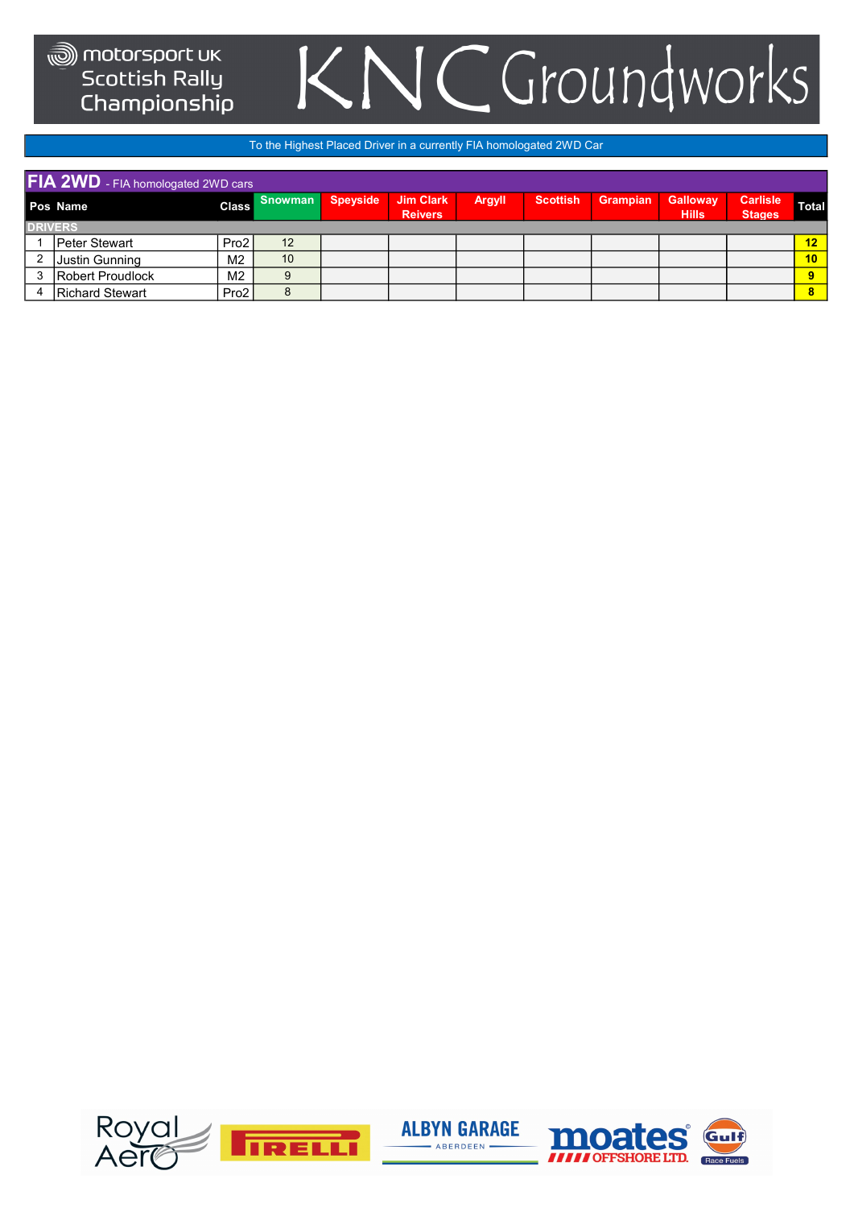# motorsport UK Scottish Rally Championship

# KNC Groundworks

To the Highest Placed Driver in a currently FIA homologated 2WD Car

## FIA 2WD - FIA homologated 2WD cars

| Pos | Name | Class | Snowman | Speyside | Jim Clark Reivers | Argyll | Scottish | Grampian | Galloway Hills | Carlisle Stages | Total |
|---|---|---|---|---|---|---|---|---|---|---|---|
| **DRIVERS** | | | | | | | | | | | |
| 1 | Peter Stewart | Pro2 | 12 | | | | | | | | **12** |
| 2 | Justin Gunning | M2 | 10 | | | | | | | | **10** |
| 3 | Robert Proudlock | M2 | 9 | | | | | | | | **9** |
| 4 | Richard Stewart | Pro2 | 8 | | | | | | | | **8** |

Royal Aero | PIRELLI | ALBYN GARAGE ABERDEEN | moates OFFSHORE LTD. | Gulf Race Fuels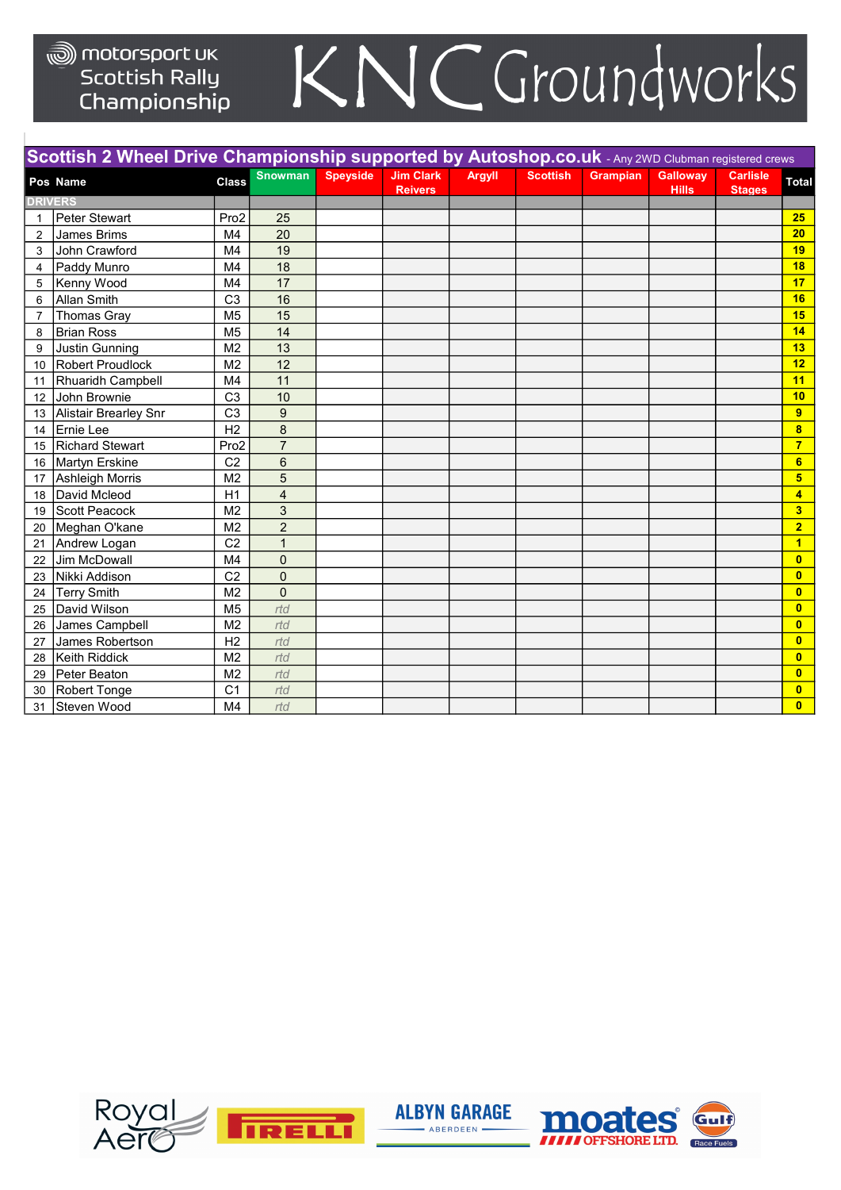motorsport UK Scottish Rally Championship

KNC Groundworks

## Scottish 2 Wheel Drive Championship supported by Autoshop.co.uk - Any 2WD Clubman registered crews

| Pos | Name | Class | Snowman | Speyside | Jim Clark Reivers | Argyll | Scottish | Grampian | Galloway Hills | Carlisle Stages | Total |
|---|---|---|---|---|---|---|---|---|---|---|---|
| DRIVERS | | | | | | | | | | | |
| 1 | Peter Stewart | Pro2 | 25 | | | | | | | | 25 |
| 2 | James Brims | M4 | 20 | | | | | | | | 20 |
| 3 | John Crawford | M4 | 19 | | | | | | | | 19 |
| 4 | Paddy Munro | M4 | 18 | | | | | | | | 18 |
| 5 | Kenny Wood | M4 | 17 | | | | | | | | 17 |
| 6 | Allan Smith | C3 | 16 | | | | | | | | 16 |
| 7 | Thomas Gray | M5 | 15 | | | | | | | | 15 |
| 8 | Brian Ross | M5 | 14 | | | | | | | | 14 |
| 9 | Justin Gunning | M2 | 13 | | | | | | | | 13 |
| 10 | Robert Proudlock | M2 | 12 | | | | | | | | 12 |
| 11 | Rhuaridh Campbell | M4 | 11 | | | | | | | | 11 |
| 12 | John Brownie | C3 | 10 | | | | | | | | 10 |
| 13 | Alistair Brearley Snr | C3 | 9 | | | | | | | | 9 |
| 14 | Ernie Lee | H2 | 8 | | | | | | | | 8 |
| 15 | Richard Stewart | Pro2 | 7 | | | | | | | | 7 |
| 16 | Martyn Erskine | C2 | 6 | | | | | | | | 6 |
| 17 | Ashleigh Morris | M2 | 5 | | | | | | | | 5 |
| 18 | David Mcleod | H1 | 4 | | | | | | | | 4 |
| 19 | Scott Peacock | M2 | 3 | | | | | | | | 3 |
| 20 | Meghan O'kane | M2 | 2 | | | | | | | | 2 |
| 21 | Andrew Logan | C2 | 1 | | | | | | | | 1 |
| 22 | Jim McDowall | M4 | 0 | | | | | | | | 0 |
| 23 | Nikki Addison | C2 | 0 | | | | | | | | 0 |
| 24 | Terry Smith | M2 | 0 | | | | | | | | 0 |
| 25 | David Wilson | M5 | *rtd* | | | | | | | | 0 |
| 26 | James Campbell | M2 | *rtd* | | | | | | | | 0 |
| 27 | James Robertson | H2 | *rtd* | | | | | | | | 0 |
| 28 | Keith Riddick | M2 | *rtd* | | | | | | | | 0 |
| 29 | Peter Beaton | M2 | *rtd* | | | | | | | | 0 |
| 30 | Robert Tonge | C1 | *rtd* | | | | | | | | 0 |
| 31 | Steven Wood | M4 | *rtd* | | | | | | | | 0 |

Royal Aero · PIRELLI · ALBYN GARAGE ABERDEEN · moates OFFSHORE LTD. · Gulf Race Fuels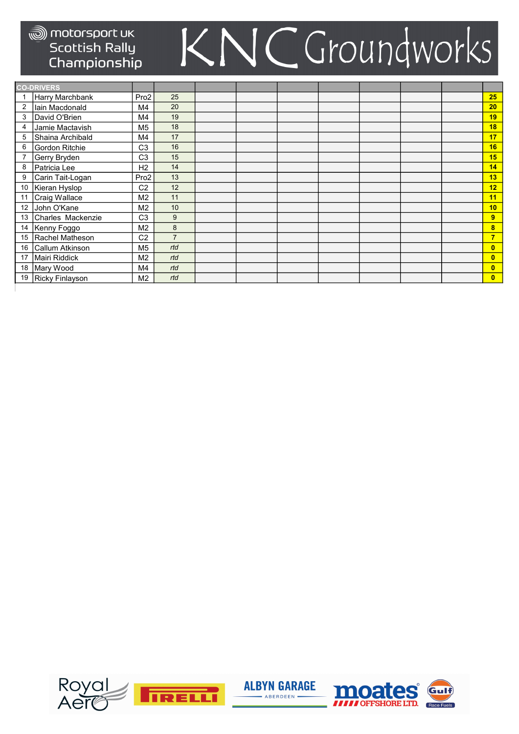# motorsport UK Scottish Rally Championship

# KNC Groundworks

| CO-DRIVERS | | | | | | | | | | | | |
|---|---|---|---|---|---|---|---|---|---|---|---|---|
| 1 | Harry Marchbank | Pro2 | 25 | | | | | | | | | 25 |
| 2 | Iain Macdonald | M4 | 20 | | | | | | | | | 20 |
| 3 | David O'Brien | M4 | 19 | | | | | | | | | 19 |
| 4 | Jamie Mactavish | M5 | 18 | | | | | | | | | 18 |
| 5 | Shaina Archibald | M4 | 17 | | | | | | | | | 17 |
| 6 | Gordon Ritchie | C3 | 16 | | | | | | | | | 16 |
| 7 | Gerry Bryden | C3 | 15 | | | | | | | | | 15 |
| 8 | Patricia Lee | H2 | 14 | | | | | | | | | 14 |
| 9 | Carin Tait-Logan | Pro2 | 13 | | | | | | | | | 13 |
| 10 | Kieran Hyslop | C2 | 12 | | | | | | | | | 12 |
| 11 | Craig Wallace | M2 | 11 | | | | | | | | | 11 |
| 12 | John O'Kane | M2 | 10 | | | | | | | | | 10 |
| 13 | Charles Mackenzie | C3 | 9 | | | | | | | | | 9 |
| 14 | Kenny Foggo | M2 | 8 | | | | | | | | | 8 |
| 15 | Rachel Matheson | C2 | 7 | | | | | | | | | 7 |
| 16 | Callum Atkinson | M5 | *rtd* | | | | | | | | | 0 |
| 17 | Mairi Riddick | M2 | *rtd* | | | | | | | | | 0 |
| 18 | Mary Wood | M4 | *rtd* | | | | | | | | | 0 |
| 19 | Ricky Finlayson | M2 | *rtd* | | | | | | | | | 0 |

Royal Aero | PIRELLI | ALBYN GARAGE ABERDEEN | moates OFFSHORE LTD. | Gulf Race Fuels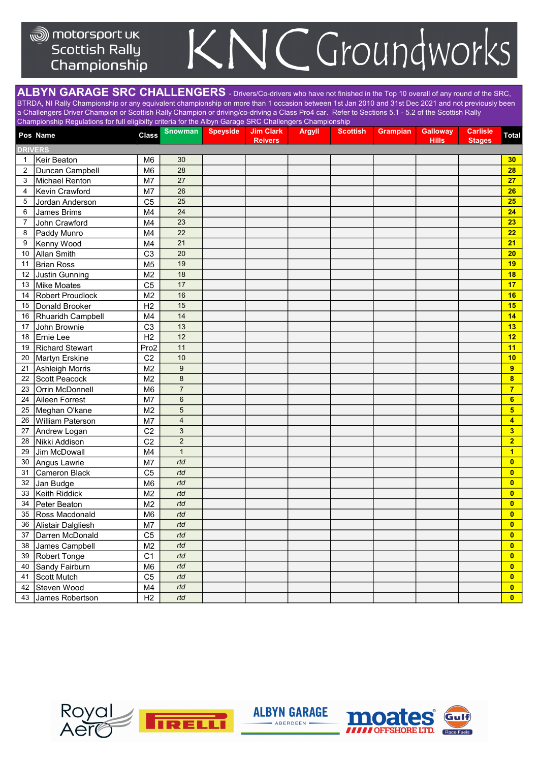motorsport UK Scottish Rally Championship

KNC Groundworks

## ALBYN GARAGE SRC CHALLENGERS

- Drivers/Co-drivers who have not finished in the Top 10 overall of any round of the SRC, BTRDA, NI Rally Championship or any equivalent championship on more than 1 occasion between 1st Jan 2010 and 31st Dec 2021 and not previously been a Challengers Driver Champion or Scottish Rally Champion or driving/co-driving a Class Pro4 car. Refer to Sections 5.1 - 5.2 of the Scottish Rally Championship Regulations for full eligibilty criteria for the Albyn Garage SRC Challengers Championship

| Pos | Name | Class | Snowman | Speyside | Jim Clark Reivers | Argyll | Scottish | Grampian | Galloway Hills | Carlisle Stages | Total |
|---|---|---|---|---|---|---|---|---|---|---|---|
| **DRIVERS** | | | | | | | | | | | |
| 1 | Keir Beaton | M6 | 30 | | | | | | | | **30** |
| 2 | Duncan Campbell | M6 | 28 | | | | | | | | **28** |
| 3 | Michael Renton | M7 | 27 | | | | | | | | **27** |
| 4 | Kevin Crawford | M7 | 26 | | | | | | | | **26** |
| 5 | Jordan Anderson | C5 | 25 | | | | | | | | **25** |
| 6 | James Brims | M4 | 24 | | | | | | | | **24** |
| 7 | John Crawford | M4 | 23 | | | | | | | | **23** |
| 8 | Paddy Munro | M4 | 22 | | | | | | | | **22** |
| 9 | Kenny Wood | M4 | 21 | | | | | | | | **21** |
| 10 | Allan Smith | C3 | 20 | | | | | | | | **20** |
| 11 | Brian Ross | M5 | 19 | | | | | | | | **19** |
| 12 | Justin Gunning | M2 | 18 | | | | | | | | **18** |
| 13 | Mike Moates | C5 | 17 | | | | | | | | **17** |
| 14 | Robert Proudlock | M2 | 16 | | | | | | | | **16** |
| 15 | Donald Brooker | H2 | 15 | | | | | | | | **15** |
| 16 | Rhuaridh Campbell | M4 | 14 | | | | | | | | **14** |
| 17 | John Brownie | C3 | 13 | | | | | | | | **13** |
| 18 | Ernie Lee | H2 | 12 | | | | | | | | **12** |
| 19 | Richard Stewart | Pro2 | 11 | | | | | | | | **11** |
| 20 | Martyn Erskine | C2 | 10 | | | | | | | | **10** |
| 21 | Ashleigh Morris | M2 | 9 | | | | | | | | **9** |
| 22 | Scott Peacock | M2 | 8 | | | | | | | | **8** |
| 23 | Orrin McDonnell | M6 | 7 | | | | | | | | **7** |
| 24 | Aileen Forrest | M7 | 6 | | | | | | | | **6** |
| 25 | Meghan O'kane | M2 | 5 | | | | | | | | **5** |
| 26 | William Paterson | M7 | 4 | | | | | | | | **4** |
| 27 | Andrew Logan | C2 | 3 | | | | | | | | **3** |
| 28 | Nikki Addison | C2 | 2 | | | | | | | | **2** |
| 29 | Jim McDowall | M4 | 1 | | | | | | | | **1** |
| 30 | Angus Lawrie | M7 | *rtd* | | | | | | | | **0** |
| 31 | Cameron Black | C5 | *rtd* | | | | | | | | **0** |
| 32 | Jan Budge | M6 | *rtd* | | | | | | | | **0** |
| 33 | Keith Riddick | M2 | *rtd* | | | | | | | | **0** |
| 34 | Peter Beaton | M2 | *rtd* | | | | | | | | **0** |
| 35 | Ross Macdonald | M6 | *rtd* | | | | | | | | **0** |
| 36 | Alistair Dalgliesh | M7 | *rtd* | | | | | | | | **0** |
| 37 | Darren McDonald | C5 | *rtd* | | | | | | | | **0** |
| 38 | James Campbell | M2 | *rtd* | | | | | | | | **0** |
| 39 | Robert Tonge | C1 | *rtd* | | | | | | | | **0** |
| 40 | Sandy Fairburn | M6 | *rtd* | | | | | | | | **0** |
| 41 | Scott Mutch | C5 | *rtd* | | | | | | | | **0** |
| 42 | Steven Wood | M4 | *rtd* | | | | | | | | **0** |
| 43 | James Robertson | H2 | *rtd* | | | | | | | | **0** |

Royal Aero | PIRELLI | ALBYN GARAGE ABERDEEN | moates OFFSHORE LTD. | Gulf Race Fuels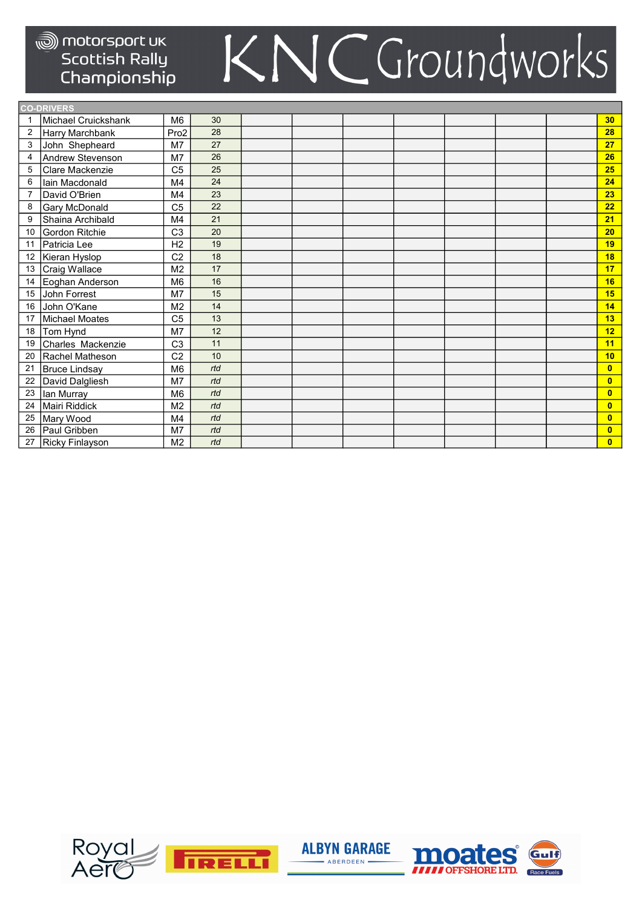# motorsport UK Scottish Rally Championship

# KNC Groundworks

| CO-DRIVERS | | | | | | | | | | | |
|---|---|---|---|---|---|---|---|---|---|---|---|
| 1 | Michael Cruickshank | M6 | 30 | | | | | | | | **30** |
| 2 | Harry Marchbank | Pro2 | 28 | | | | | | | | **28** |
| 3 | John Shepheard | M7 | 27 | | | | | | | | **27** |
| 4 | Andrew Stevenson | M7 | 26 | | | | | | | | **26** |
| 5 | Clare Mackenzie | C5 | 25 | | | | | | | | **25** |
| 6 | Iain Macdonald | M4 | 24 | | | | | | | | **24** |
| 7 | David O'Brien | M4 | 23 | | | | | | | | **23** |
| 8 | Gary McDonald | C5 | 22 | | | | | | | | **22** |
| 9 | Shaina Archibald | M4 | 21 | | | | | | | | **21** |
| 10 | Gordon Ritchie | C3 | 20 | | | | | | | | **20** |
| 11 | Patricia Lee | H2 | 19 | | | | | | | | **19** |
| 12 | Kieran Hyslop | C2 | 18 | | | | | | | | **18** |
| 13 | Craig Wallace | M2 | 17 | | | | | | | | **17** |
| 14 | Eoghan Anderson | M6 | 16 | | | | | | | | **16** |
| 15 | John Forrest | M7 | 15 | | | | | | | | **15** |
| 16 | John O'Kane | M2 | 14 | | | | | | | | **14** |
| 17 | Michael Moates | C5 | 13 | | | | | | | | **13** |
| 18 | Tom Hynd | M7 | 12 | | | | | | | | **12** |
| 19 | Charles Mackenzie | C3 | 11 | | | | | | | | **11** |
| 20 | Rachel Matheson | C2 | 10 | | | | | | | | **10** |
| 21 | Bruce Lindsay | M6 | *rtd* | | | | | | | | **0** |
| 22 | David Dalgliesh | M7 | *rtd* | | | | | | | | **0** |
| 23 | Ian Murray | M6 | *rtd* | | | | | | | | **0** |
| 24 | Mairi Riddick | M2 | *rtd* | | | | | | | | **0** |
| 25 | Mary Wood | M4 | *rtd* | | | | | | | | **0** |
| 26 | Paul Gribben | M7 | *rtd* | | | | | | | | **0** |
| 27 | Ricky Finlayson | M2 | *rtd* | | | | | | | | **0** |

Royal Aero | PIRELLI | ALBYN GARAGE ABERDEEN | moates OFFSHORE LTD. | Gulf Race Fuels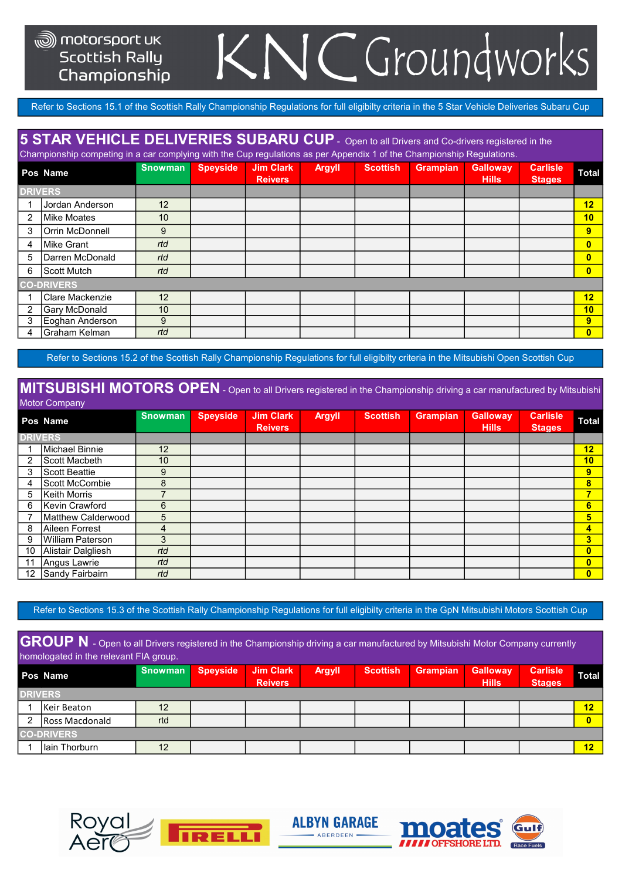motorsport UK Scottish Rally Championship

KNC Groundworks

Refer to Sections 15.1 of the Scottish Rally Championship Regulations for full eligibilty criteria in the 5 Star Vehicle Deliveries Subaru Cup

## 5 STAR VEHICLE DELIVERIES SUBARU CUP

- Open to all Drivers and Co-drivers registered in the Championship competing in a car complying with the Cup regulations as per Appendix 1 of the Championship Regulations.

| Pos | Name | Snowman | Speyside | Jim Clark Reivers | Argyll | Scottish | Grampian | Galloway Hills | Carlisle Stages | Total |
|---|---|---|---|---|---|---|---|---|---|---|
| **DRIVERS** | | | | | | | | | | |
| 1 | Jordan Anderson | 12 | | | | | | | | **12** |
| 2 | Mike Moates | 10 | | | | | | | | **10** |
| 3 | Orrin McDonnell | 9 | | | | | | | | **9** |
| 4 | Mike Grant | *rtd* | | | | | | | | **0** |
| 5 | Darren McDonald | *rtd* | | | | | | | | **0** |
| 6 | Scott Mutch | *rtd* | | | | | | | | **0** |
| **CO-DRIVERS** | | | | | | | | | | |
| 1 | Clare Mackenzie | 12 | | | | | | | | **12** |
| 2 | Gary McDonald | 10 | | | | | | | | **10** |
| 3 | Eoghan Anderson | 9 | | | | | | | | **9** |
| 4 | Graham Kelman | *rtd* | | | | | | | | **0** |

Refer to Sections 15.2 of the Scottish Rally Championship Regulations for full eligibilty criteria in the Mitsubishi Open Scottish Cup

## MITSUBISHI MOTORS OPEN

- Open to all Drivers registered in the Championship driving a car manufactured by Mitsubishi Motor Company

| Pos | Name | Snowman | Speyside | Jim Clark Reivers | Argyll | Scottish | Grampian | Galloway Hills | Carlisle Stages | Total |
|---|---|---|---|---|---|---|---|---|---|---|
| **DRIVERS** | | | | | | | | | | |
| 1 | Michael Binnie | 12 | | | | | | | | **12** |
| 2 | Scott Macbeth | 10 | | | | | | | | **10** |
| 3 | Scott Beattie | 9 | | | | | | | | **9** |
| 4 | Scott McCombie | 8 | | | | | | | | **8** |
| 5 | Keith Morris | 7 | | | | | | | | **7** |
| 6 | Kevin Crawford | 6 | | | | | | | | **6** |
| 7 | Matthew Calderwood | 5 | | | | | | | | **5** |
| 8 | Aileen Forrest | 4 | | | | | | | | **4** |
| 9 | William Paterson | 3 | | | | | | | | **3** |
| 10 | Alistair Dalgliesh | *rtd* | | | | | | | | **0** |
| 11 | Angus Lawrie | *rtd* | | | | | | | | **0** |
| 12 | Sandy Fairbairn | *rtd* | | | | | | | | **0** |

Refer to Sections 15.3 of the Scottish Rally Championship Regulations for full eligibilty criteria in the GpN Mitsubishi Motors Scottish Cup

## GROUP N

- Open to all Drivers registered in the Championship driving a car manufactured by Mitsubishi Motor Company currently homologated in the relevant FIA group.

| Pos | Name | Snowman | Speyside | Jim Clark Reivers | Argyll | Scottish | Grampian | Galloway Hills | Carlisle Stages | Total |
|---|---|---|---|---|---|---|---|---|---|---|
| **DRIVERS** | | | | | | | | | | |
| 1 | Keir Beaton | 12 | | | | | | | | **12** |
| 2 | Ross Macdonald | rtd | | | | | | | | **0** |
| **CO-DRIVERS** | | | | | | | | | | |
| 1 | Iain Thorburn | 12 | | | | | | | | **12** |

Royal Aero | PIRELLI | ALBYN GARAGE ABERDEEN | moates OFFSHORE LTD. | Gulf Race Fuels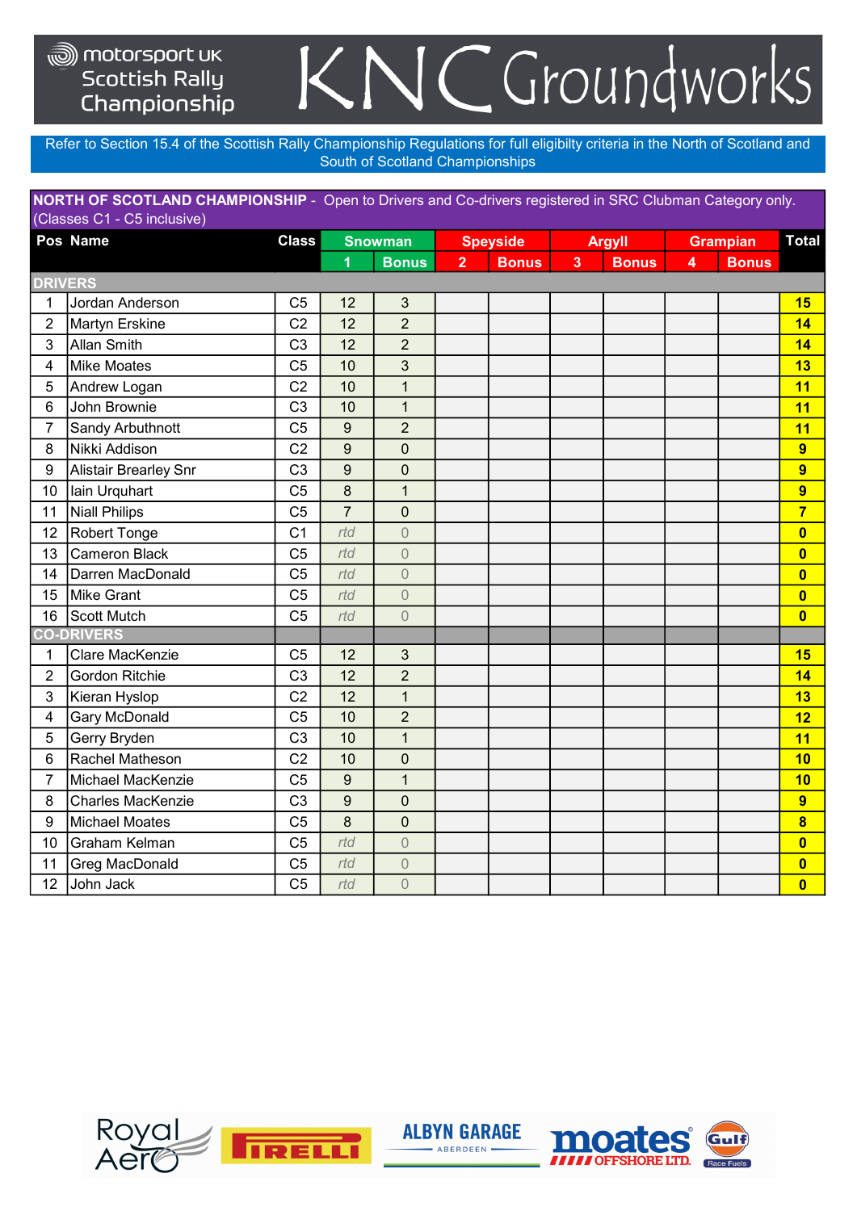motorsport UK Scottish Rally Championship

KNC Groundworks

Refer to Section 15.4 of the Scottish Rally Championship Regulations for full eligibilty criteria in the North of Scotland and South of Scotland Championships

**NORTH OF SCOTLAND CHAMPIONSHIP** - Open to Drivers and Co-drivers registered in SRC Clubman Category only. (Classes C1 - C5 inclusive)

| Pos | Name | Class | Snowman | | Speyside | | Argyll | | Grampian | | Total |
|---|---|---|---|---|---|---|---|---|---|---|---|
| | | | 1 | Bonus | 2 | Bonus | 3 | Bonus | 4 | Bonus | |
| **DRIVERS** | | | | | | | | | | | |
| 1 | Jordan Anderson | C5 | 12 | 3 | | | | | | | **15** |
| 2 | Martyn Erskine | C2 | 12 | 2 | | | | | | | **14** |
| 3 | Allan Smith | C3 | 12 | 2 | | | | | | | **14** |
| 4 | Mike Moates | C5 | 10 | 3 | | | | | | | **13** |
| 5 | Andrew Logan | C2 | 10 | 1 | | | | | | | **11** |
| 6 | John Brownie | C3 | 10 | 1 | | | | | | | **11** |
| 7 | Sandy Arbuthnott | C5 | 9 | 2 | | | | | | | **11** |
| 8 | Nikki Addison | C2 | 9 | 0 | | | | | | | **9** |
| 9 | Alistair Brearley Snr | C3 | 9 | 0 | | | | | | | **9** |
| 10 | Iain Urquhart | C5 | 8 | 1 | | | | | | | **9** |
| 11 | Niall Philips | C5 | 7 | 0 | | | | | | | **7** |
| 12 | Robert Tonge | C1 | *rtd* | 0 | | | | | | | **0** |
| 13 | Cameron Black | C5 | *rtd* | 0 | | | | | | | **0** |
| 14 | Darren MacDonald | C5 | *rtd* | 0 | | | | | | | **0** |
| 15 | Mike Grant | C5 | *rtd* | 0 | | | | | | | **0** |
| 16 | Scott Mutch | C5 | *rtd* | 0 | | | | | | | **0** |
| **CO-DRIVERS** | | | | | | | | | | | |
| 1 | Clare MacKenzie | C5 | 12 | 3 | | | | | | | **15** |
| 2 | Gordon Ritchie | C3 | 12 | 2 | | | | | | | **14** |
| 3 | Kieran Hyslop | C2 | 12 | 1 | | | | | | | **13** |
| 4 | Gary McDonald | C5 | 10 | 2 | | | | | | | **12** |
| 5 | Gerry Bryden | C3 | 10 | 1 | | | | | | | **11** |
| 6 | Rachel Matheson | C2 | 10 | 0 | | | | | | | **10** |
| 7 | Michael MacKenzie | C5 | 9 | 1 | | | | | | | **10** |
| 8 | Charles MacKenzie | C3 | 9 | 0 | | | | | | | **9** |
| 9 | Michael Moates | C5 | 8 | 0 | | | | | | | **8** |
| 10 | Graham Kelman | C5 | *rtd* | 0 | | | | | | | **0** |
| 11 | Greg MacDonald | C5 | *rtd* | 0 | | | | | | | **0** |
| 12 | John Jack | C5 | *rtd* | 0 | | | | | | | **0** |

Royal Aero PIRELLI ALBYN GARAGE ABERDEEN moates OFFSHORE LTD. Gulf Race Fuels